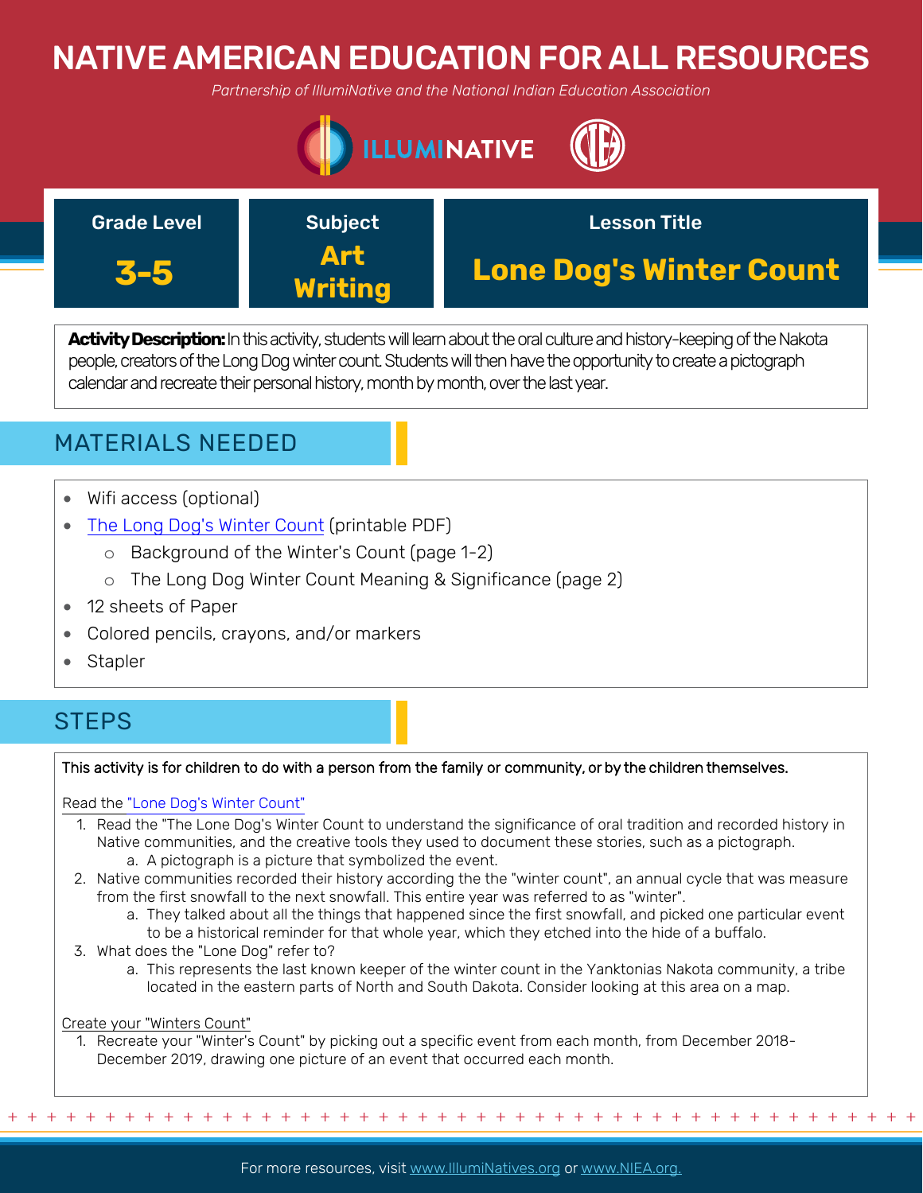# NATIVE AMERICAN EDUCATION FOR ALL RESOURCES

*Partnership of IllumiNative and the National Indian Education Association*

| Grade Level | Subject | Lesson Title |
| --- | --- | --- |
| **3-5** | **Art Writing** | **Lone Dog's Winter Count** |

**Activity Description:** In this activity, students will learn about the oral culture and history-keeping of the Nakota people, creators of the Long Dog winter count. Students will then have the opportunity to create a pictograph calendar and recreate their personal history, month by month, over the last year.

## MATERIALS NEEDED

- Wifi access (optional)
- [The Long Dog's Winter Count](#) (printable PDF)
  - Background of the Winter's Count (page 1-2)
  - The Long Dog Winter Count Meaning & Significance (page 2)
- 12 sheets of Paper
- Colored pencils, crayons, and/or markers
- Stapler

## STEPS

This activity is for children to do with a person from the family or community, or by the children themselves.

Read the "Lone Dog's Winter Count"

1. Read the "The Lone Dog's Winter Count to understand the significance of oral tradition and recorded history in Native communities, and the creative tools they used to document these stories, such as a pictograph.
   a. A pictograph is a picture that symbolized the event.
2. Native communities recorded their history according the the "winter count", an annual cycle that was measure from the first snowfall to the next snowfall. This entire year was referred to as "winter".
   a. They talked about all the things that happened since the first snowfall, and picked one particular event to be a historical reminder for that whole year, which they etched into the hide of a buffalo.
3. What does the "Lone Dog" refer to?
   a. This represents the last known keeper of the winter count in the Yanktonias Nakota community, a tribe located in the eastern parts of North and South Dakota. Consider looking at this area on a map.

Create your "Winters Count"

1. Recreate your "Winter's Count" by picking out a specific event from each month, from December 2018-December 2019, drawing one picture of an event that occurred each month.

For more resources, visit www.IllumiNatives.org or www.NIEA.org.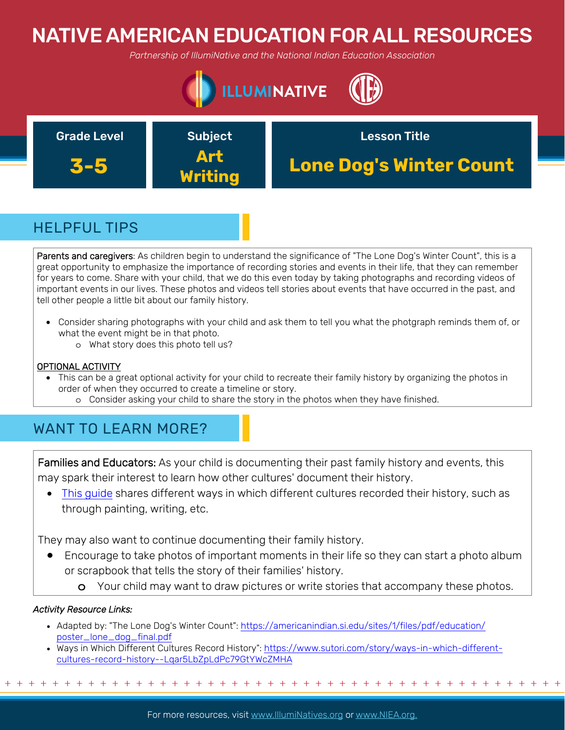# NATIVE AMERICAN EDUCATION FOR ALL RESOURCES

*Partnership of IllumiNative and the National Indian Education Association*

| Grade Level | Subject | Lesson Title |
|---|---|---|
| 3-5 | Art Writing | Lone Dog's Winter Count |

## HELPFUL TIPS

Parents and caregivers: As children begin to understand the significance of "The Lone Dog's Winter Count", this is a great opportunity to emphasize the importance of recording stories and events in their life, that they can remember for years to come. Share with your child, that we do this even today by taking photographs and recording videos of important events in our lives. These photos and videos tell stories about events that have occurred in the past, and tell other people a little bit about our family history.

- Consider sharing photographs with your child and ask them to tell you what the photgraph reminds them of, or what the event might be in that photo.
  - What story does this photo tell us?

<u>OPTIONAL ACTIVITY</u>

- This can be a great optional activity for your child to recreate their family history by organizing the photos in order of when they occurred to create a timeline or story.
  - Consider asking your child to share the story in the photos when they have finished.

## WANT TO LEARN MORE?

Families and Educators: As your child is documenting their past family history and events, this may spark their interest to learn how other cultures' document their history.

- This guide shares different ways in which different cultures recorded their history, such as through painting, writing, etc.

They may also want to continue documenting their family history.

- Encourage to take photos of important moments in their life so they can start a photo album or scrapbook that tells the story of their families' history.
  - Your child may want to draw pictures or write stories that accompany these photos.

*Activity Resource Links:*

- Adapted by: "The Lone Dog's Winter Count": https://americanindian.si.edu/sites/1/files/pdf/education/poster_lone_dog_final.pdf
- Ways in Which Different Cultures Record History": https://www.sutori.com/story/ways-in-which-different-cultures-record-history--Lqar5LbZpLdPc79GtYWcZMHA

For more resources, visit www.IllumiNatives.org or www.NIEA.org.